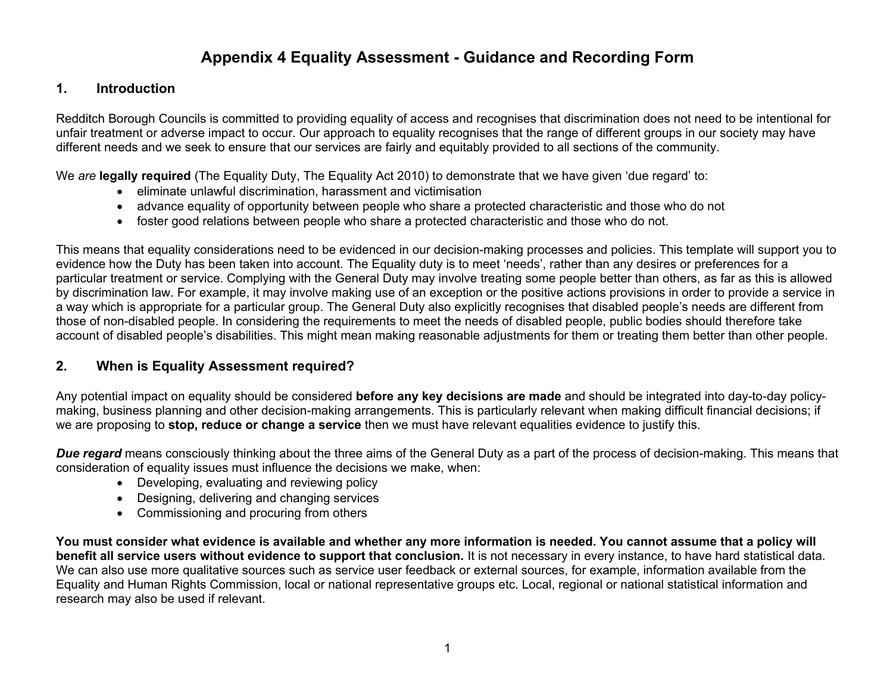# Appendix 4 Equality Assessment - Guidance and Recording Form

## 1. Introduction

Redditch Borough Councils is committed to providing equality of access and recognises that discrimination does not need to be intentional for unfair treatment or adverse impact to occur. Our approach to equality recognises that the range of different groups in our society may have different needs and we seek to ensure that our services are fairly and equitably provided to all sections of the community.

We *are* **legally required** (The Equality Duty, The Equality Act 2010) to demonstrate that we have given 'due regard' to:

- eliminate unlawful discrimination, harassment and victimisation
- advance equality of opportunity between people who share a protected characteristic and those who do not
- foster good relations between people who share a protected characteristic and those who do not.

This means that equality considerations need to be evidenced in our decision-making processes and policies. This template will support you to evidence how the Duty has been taken into account. The Equality duty is to meet 'needs', rather than any desires or preferences for a particular treatment or service. Complying with the General Duty may involve treating some people better than others, as far as this is allowed by discrimination law. For example, it may involve making use of an exception or the positive actions provisions in order to provide a service in a way which is appropriate for a particular group. The General Duty also explicitly recognises that disabled people's needs are different from those of non-disabled people. In considering the requirements to meet the needs of disabled people, public bodies should therefore take account of disabled people's disabilities. This might mean making reasonable adjustments for them or treating them better than other people.

## 2. When is Equality Assessment required?

Any potential impact on equality should be considered **before any key decisions are made** and should be integrated into day-to-day policy-making, business planning and other decision-making arrangements. This is particularly relevant when making difficult financial decisions; if we are proposing to **stop, reduce or change a service** then we must have relevant equalities evidence to justify this.

***Due regard*** means consciously thinking about the three aims of the General Duty as a part of the process of decision-making. This means that consideration of equality issues must influence the decisions we make, when:

- Developing, evaluating and reviewing policy
- Designing, delivering and changing services
- Commissioning and procuring from others

**You must consider what evidence is available and whether any more information is needed. You cannot assume that a policy will benefit all service users without evidence to support that conclusion.** It is not necessary in every instance, to have hard statistical data. We can also use more qualitative sources such as service user feedback or external sources, for example, information available from the Equality and Human Rights Commission, local or national representative groups etc. Local, regional or national statistical information and research may also be used if relevant.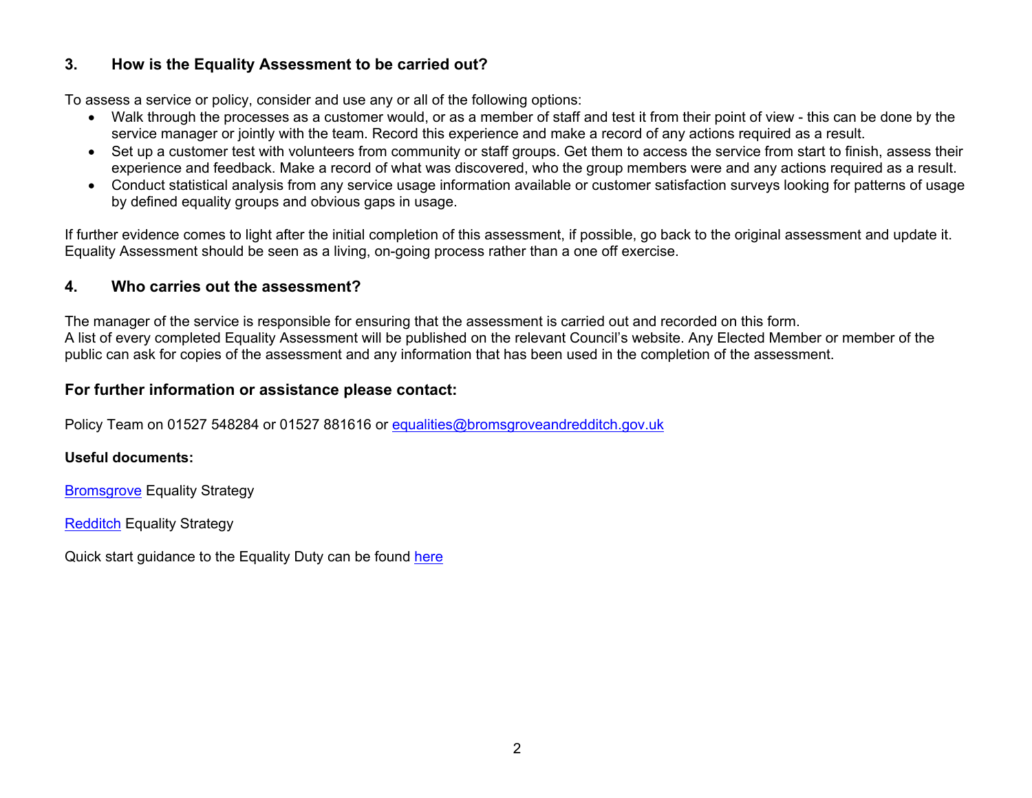## 3. How is the Equality Assessment to be carried out?

To assess a service or policy, consider and use any or all of the following options:

- Walk through the processes as a customer would, or as a member of staff and test it from their point of view - this can be done by the service manager or jointly with the team. Record this experience and make a record of any actions required as a result.
- Set up a customer test with volunteers from community or staff groups. Get them to access the service from start to finish, assess their experience and feedback. Make a record of what was discovered, who the group members were and any actions required as a result.
- Conduct statistical analysis from any service usage information available or customer satisfaction surveys looking for patterns of usage by defined equality groups and obvious gaps in usage.

If further evidence comes to light after the initial completion of this assessment, if possible, go back to the original assessment and update it. Equality Assessment should be seen as a living, on-going process rather than a one off exercise.

## 4. Who carries out the assessment?

The manager of the service is responsible for ensuring that the assessment is carried out and recorded on this form.
A list of every completed Equality Assessment will be published on the relevant Council's website. Any Elected Member or member of the public can ask for copies of the assessment and any information that has been used in the completion of the assessment.

### For further information or assistance please contact:

Policy Team on 01527 548284 or 01527 881616 or equalities@bromsgroveandredditch.gov.uk

**Useful documents:**

Bromsgrove Equality Strategy

Redditch Equality Strategy

Quick start guidance to the Equality Duty can be found here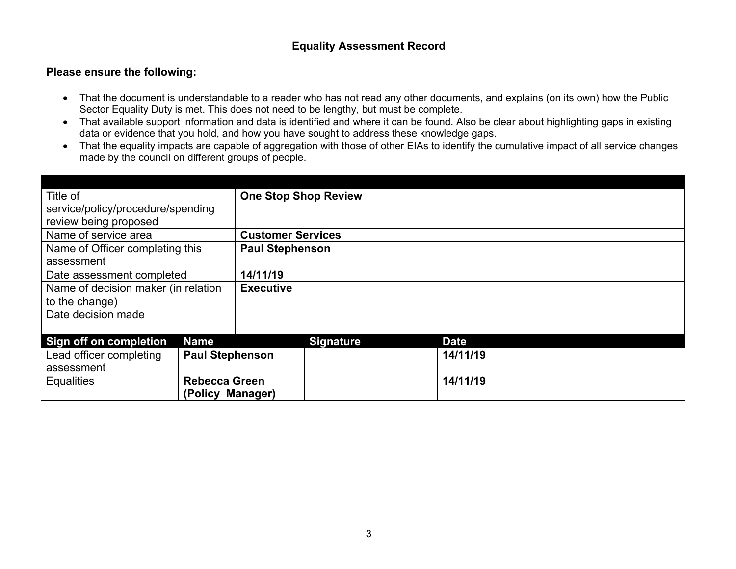## Equality Assessment Record

**Please ensure the following:**

- That the document is understandable to a reader who has not read any other documents, and explains (on its own) how the Public Sector Equality Duty is met. This does not need to be lengthy, but must be complete.
- That available support information and data is identified and where it can be found. Also be clear about highlighting gaps in existing data or evidence that you hold, and how you have sought to address these knowledge gaps.
- That the equality impacts are capable of aggregation with those of other EIAs to identify the cumulative impact of all service changes made by the council on different groups of people.

| | |
|---|---|
| Title of service/policy/procedure/spending review being proposed | **One Stop Shop Review** |
| Name of service area | **Customer Services** |
| Name of Officer completing this assessment | **Paul Stephenson** |
| Date assessment completed | **14/11/19** |
| Name of decision maker (in relation to the change) | **Executive** |
| Date decision made | |

| Sign off on completion | Name | Signature | Date |
|---|---|---|---|
| Lead officer completing assessment | **Paul Stephenson** | | **14/11/19** |
| Equalities | **Rebecca Green (Policy Manager)** | | **14/11/19** |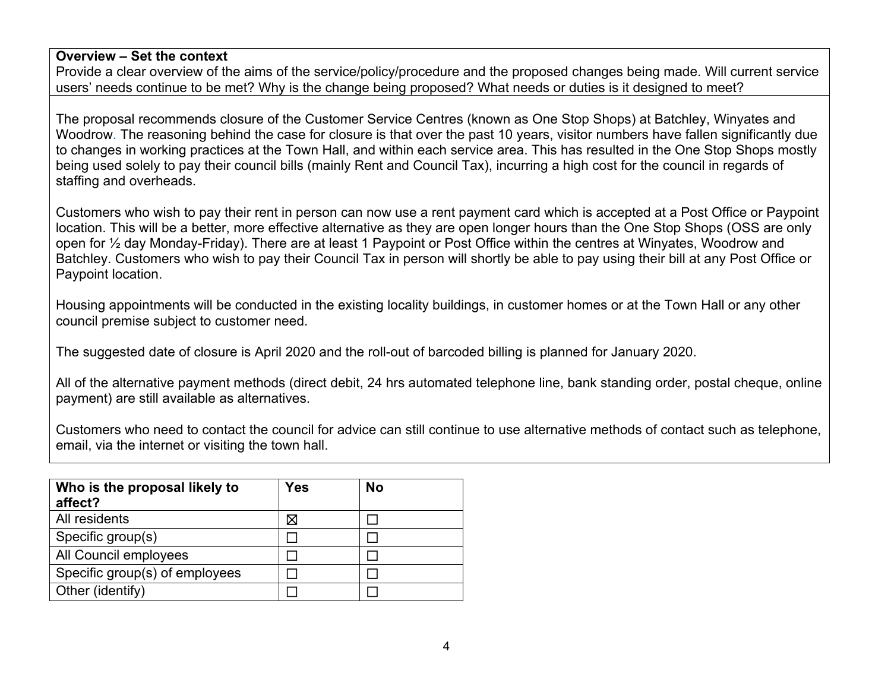**Overview – Set the context**

Provide a clear overview of the aims of the service/policy/procedure and the proposed changes being made. Will current service users' needs continue to be met? Why is the change being proposed? What needs or duties is it designed to meet?

The proposal recommends closure of the Customer Service Centres (known as One Stop Shops) at Batchley, Winyates and Woodrow. The reasoning behind the case for closure is that over the past 10 years, visitor numbers have fallen significantly due to changes in working practices at the Town Hall, and within each service area. This has resulted in the One Stop Shops mostly being used solely to pay their council bills (mainly Rent and Council Tax), incurring a high cost for the council in regards of staffing and overheads.

Customers who wish to pay their rent in person can now use a rent payment card which is accepted at a Post Office or Paypoint location. This will be a better, more effective alternative as they are open longer hours than the One Stop Shops (OSS are only open for ½ day Monday-Friday). There are at least 1 Paypoint or Post Office within the centres at Winyates, Woodrow and Batchley. Customers who wish to pay their Council Tax in person will shortly be able to pay using their bill at any Post Office or Paypoint location.

Housing appointments will be conducted in the existing locality buildings, in customer homes or at the Town Hall or any other council premise subject to customer need.

The suggested date of closure is April 2020 and the roll-out of barcoded billing is planned for January 2020.

All of the alternative payment methods (direct debit, 24 hrs automated telephone line, bank standing order, postal cheque, online payment) are still available as alternatives.

Customers who need to contact the council for advice can still continue to use alternative methods of contact such as telephone, email, via the internet or visiting the town hall.

| Who is the proposal likely to affect? | Yes | No |
|---|---|---|
| All residents | ☒ | ☐ |
| Specific group(s) | ☐ | ☐ |
| All Council employees | ☐ | ☐ |
| Specific group(s) of employees | ☐ | ☐ |
| Other (identify) | ☐ | ☐ |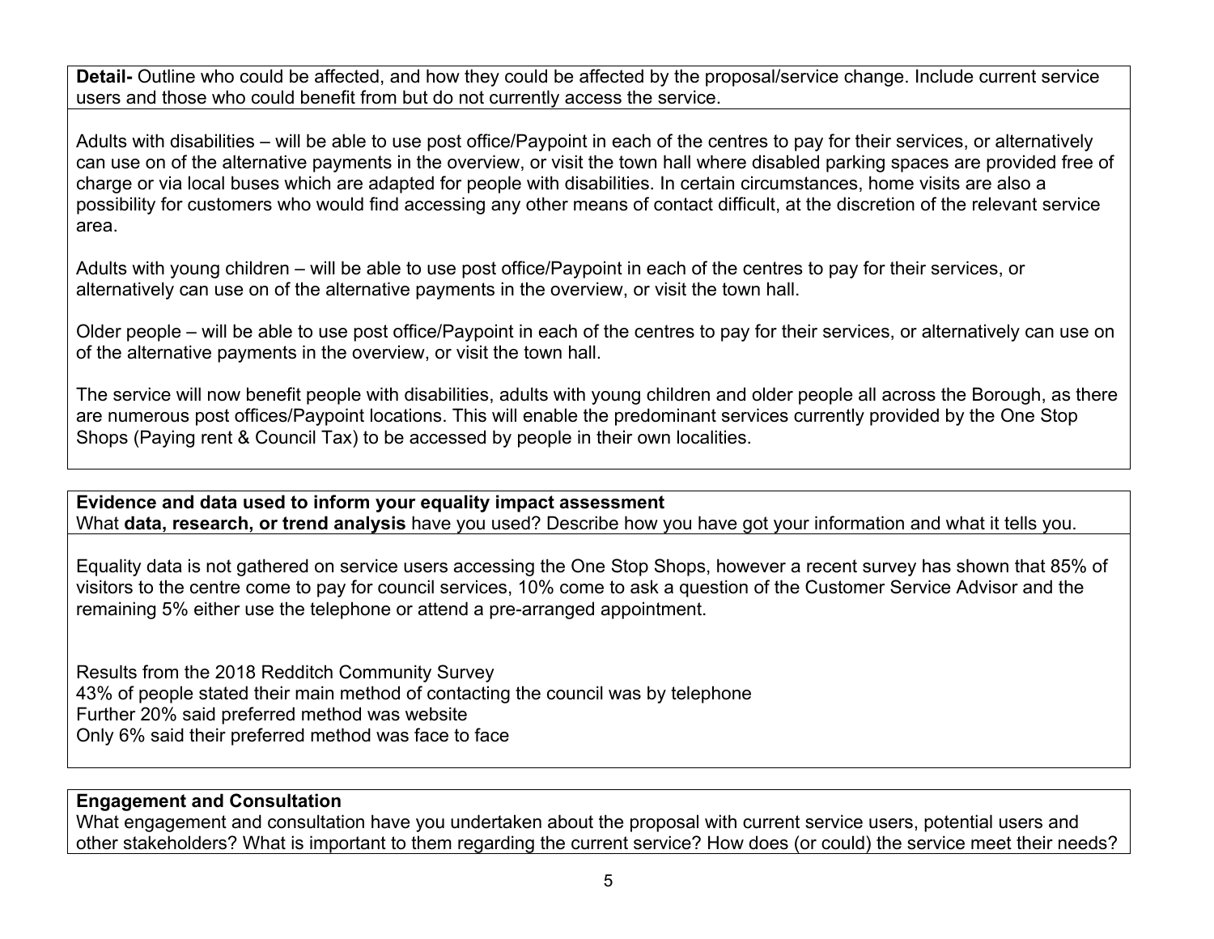**Detail-** Outline who could be affected, and how they could be affected by the proposal/service change. Include current service users and those who could benefit from but do not currently access the service.

Adults with disabilities – will be able to use post office/Paypoint in each of the centres to pay for their services, or alternatively can use on of the alternative payments in the overview, or visit the town hall where disabled parking spaces are provided free of charge or via local buses which are adapted for people with disabilities. In certain circumstances, home visits are also a possibility for customers who would find accessing any other means of contact difficult, at the discretion of the relevant service area.

Adults with young children – will be able to use post office/Paypoint in each of the centres to pay for their services, or alternatively can use on of the alternative payments in the overview, or visit the town hall.

Older people – will be able to use post office/Paypoint in each of the centres to pay for their services, or alternatively can use on of the alternative payments in the overview, or visit the town hall.

The service will now benefit people with disabilities, adults with young children and older people all across the Borough, as there are numerous post offices/Paypoint locations. This will enable the predominant services currently provided by the One Stop Shops (Paying rent & Council Tax) to be accessed by people in their own localities.

**Evidence and data used to inform your equality impact assessment**
What **data, research, or trend analysis** have you used? Describe how you have got your information and what it tells you.

Equality data is not gathered on service users accessing the One Stop Shops, however a recent survey has shown that 85% of visitors to the centre come to pay for council services, 10% come to ask a question of the Customer Service Advisor and the remaining 5% either use the telephone or attend a pre-arranged appointment.

Results from the 2018 Redditch Community Survey
43% of people stated their main method of contacting the council was by telephone
Further 20% said preferred method was website
Only 6% said their preferred method was face to face

**Engagement and Consultation**
What engagement and consultation have you undertaken about the proposal with current service users, potential users and other stakeholders? What is important to them regarding the current service? How does (or could) the service meet their needs?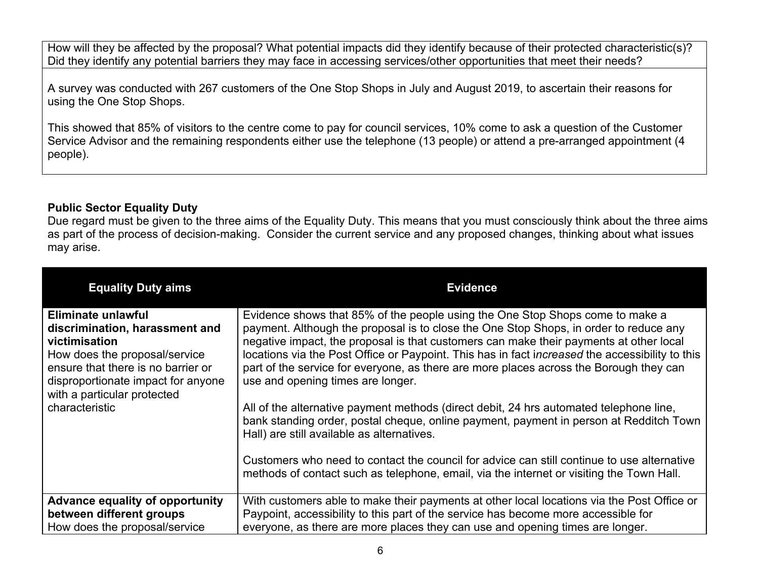| How will they be affected by the proposal? What potential impacts did they identify because of their protected characteristic(s)? Did they identify any potential barriers they may face in accessing services/other opportunities that meet their needs? |
|---|
| A survey was conducted with 267 customers of the One Stop Shops in July and August 2019, to ascertain their reasons for using the One Stop Shops.<br><br>This showed that 85% of visitors to the centre come to pay for council services, 10% come to ask a question of the Customer Service Advisor and the remaining respondents either use the telephone (13 people) or attend a pre-arranged appointment (4 people). |

**Public Sector Equality Duty**

Due regard must be given to the three aims of the Equality Duty. This means that you must consciously think about the three aims as part of the process of decision-making. Consider the current service and any proposed changes, thinking about what issues may arise.

| Equality Duty aims | Evidence |
|---|---|
| **Eliminate unlawful discrimination, harassment and victimisation**<br>How does the proposal/service ensure that there is no barrier or disproportionate impact for anyone with a particular protected characteristic | Evidence shows that 85% of the people using the One Stop Shops come to make a payment. Although the proposal is to close the One Stop Shops, in order to reduce any negative impact, the proposal is that customers can make their payments at other local locations via the Post Office or Paypoint. This has in fact i*ncreased* the accessibility to this part of the service for everyone, as there are more places across the Borough they can use and opening times are longer.<br><br>All of the alternative payment methods (direct debit, 24 hrs automated telephone line, bank standing order, postal cheque, online payment, payment in person at Redditch Town Hall) are still available as alternatives.<br><br>Customers who need to contact the council for advice can still continue to use alternative methods of contact such as telephone, email, via the internet or visiting the Town Hall. |
| **Advance equality of opportunity between different groups**<br>How does the proposal/service | With customers able to make their payments at other local locations via the Post Office or Paypoint, accessibility to this part of the service has become more accessible for everyone, as there are more places they can use and opening times are longer. |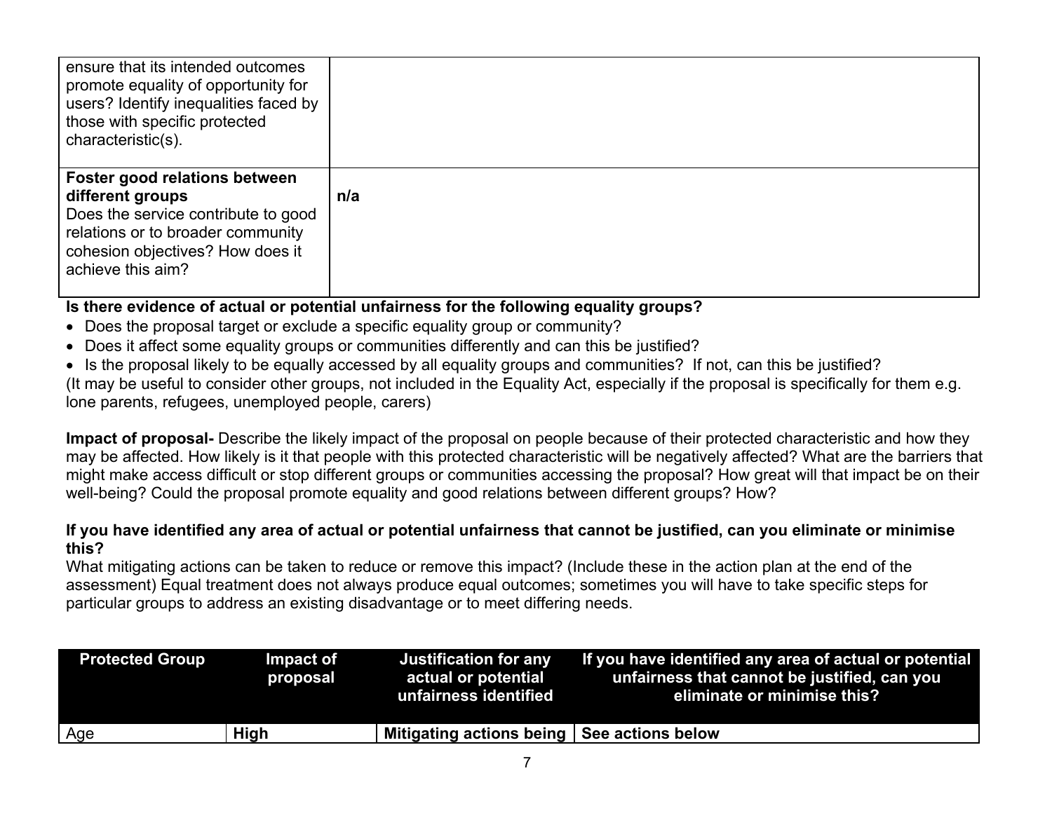| | |
|---|---|
| ensure that its intended outcomes promote equality of opportunity for users? Identify inequalities faced by those with specific protected characteristic(s). | |
| **Foster good relations between different groups** Does the service contribute to good relations or to broader community cohesion objectives? How does it achieve this aim? | **n/a** |

**Is there evidence of actual or potential unfairness for the following equality groups?**

- Does the proposal target or exclude a specific equality group or community?
- Does it affect some equality groups or communities differently and can this be justified?
- Is the proposal likely to be equally accessed by all equality groups and communities? If not, can this be justified?

(It may be useful to consider other groups, not included in the Equality Act, especially if the proposal is specifically for them e.g. lone parents, refugees, unemployed people, carers)

**Impact of proposal-** Describe the likely impact of the proposal on people because of their protected characteristic and how they may be affected. How likely is it that people with this protected characteristic will be negatively affected? What are the barriers that might make access difficult or stop different groups or communities accessing the proposal? How great will that impact be on their well-being? Could the proposal promote equality and good relations between different groups? How?

**If you have identified any area of actual or potential unfairness that cannot be justified, can you eliminate or minimise this?**

What mitigating actions can be taken to reduce or remove this impact? (Include these in the action plan at the end of the assessment) Equal treatment does not always produce equal outcomes; sometimes you will have to take specific steps for particular groups to address an existing disadvantage or to meet differing needs.

| Protected Group | Impact of proposal | Justification for any actual or potential unfairness identified | If you have identified any area of actual or potential unfairness that cannot be justified, can you eliminate or minimise this? |
|---|---|---|---|
| Age | **High** | **Mitigating actions being** | **See actions below** |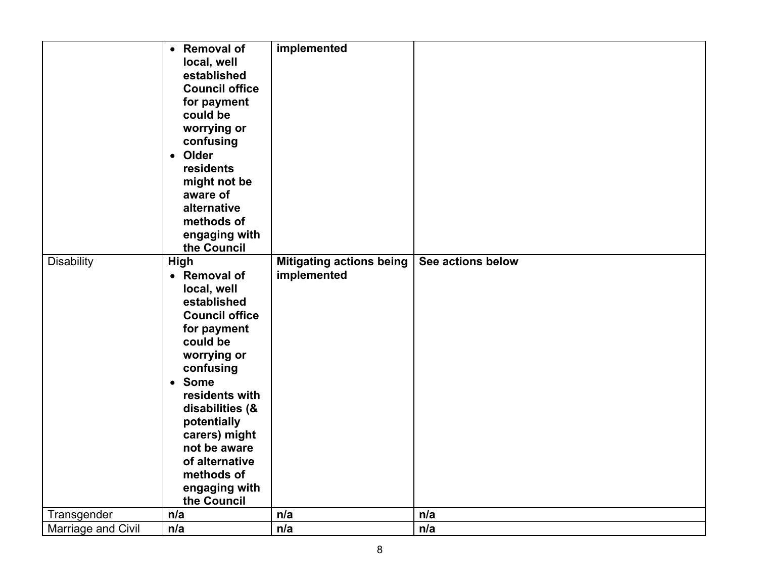| | | | |
|---|---|---|---|
| | • **Removal of local, well established Council office for payment could be worrying or confusing**<br>• **Older residents might not be aware of alternative methods of engaging with the Council** | **implemented** | |
| Disability | **High**<br>• **Removal of local, well established Council office for payment could be worrying or confusing**<br>• **Some residents with disabilities (& potentially carers) might not be aware of alternative methods of engaging with the Council** | **Mitigating actions being implemented** | **See actions below** |
| Transgender | **n/a** | **n/a** | **n/a** |
| Marriage and Civil | **n/a** | **n/a** | **n/a** |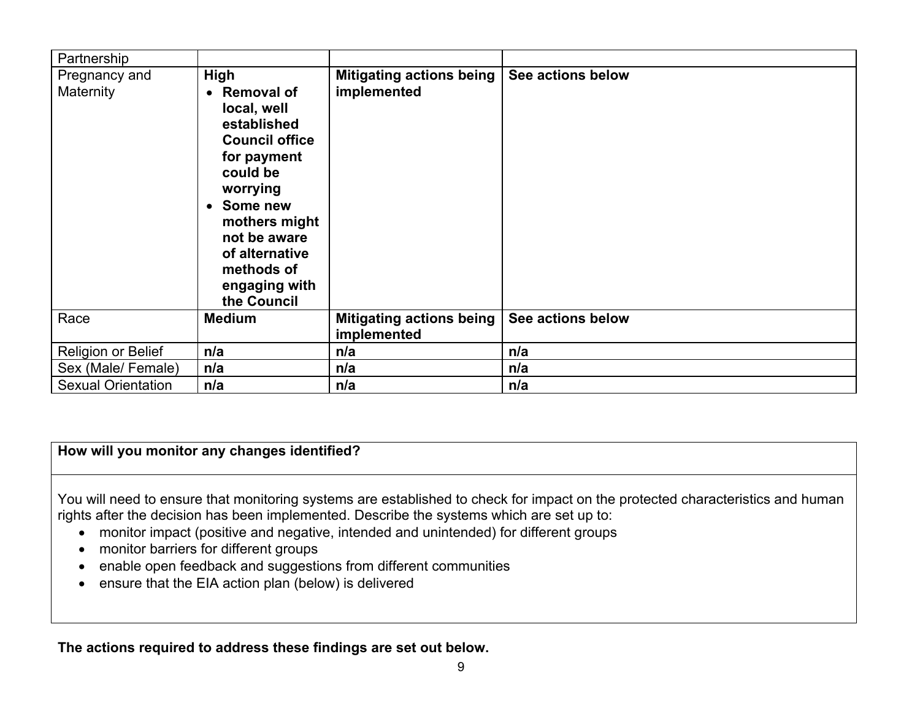| Partnership | | | |
|---|---|---|---|
| Pregnancy and Maternity | **High**<br>• **Removal of local, well established Council office for payment could be worrying**<br>• **Some new mothers might not be aware of alternative methods of engaging with the Council** | **Mitigating actions being implemented** | **See actions below** |
| Race | **Medium** | **Mitigating actions being implemented** | **See actions below** |
| Religion or Belief | **n/a** | **n/a** | **n/a** |
| Sex (Male/ Female) | **n/a** | **n/a** | **n/a** |
| Sexual Orientation | **n/a** | **n/a** | **n/a** |

| **How will you monitor any changes identified?** |
|---|
| You will need to ensure that monitoring systems are established to check for impact on the protected characteristics and human rights after the decision has been implemented. Describe the systems which are set up to:<br>• monitor impact (positive and negative, intended and unintended) for different groups<br>• monitor barriers for different groups<br>• enable open feedback and suggestions from different communities<br>• ensure that the EIA action plan (below) is delivered |

**The actions required to address these findings are set out below.**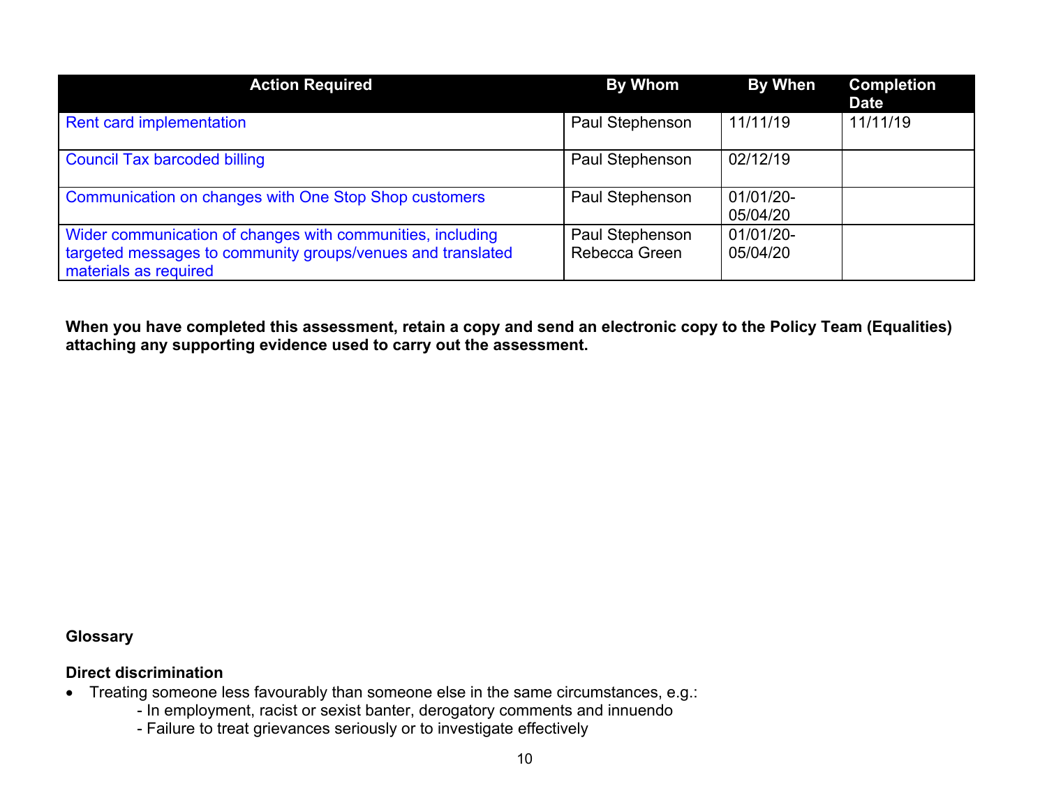| Action Required | By Whom | By When | Completion Date |
|---|---|---|---|
| Rent card implementation | Paul Stephenson | 11/11/19 | 11/11/19 |
| Council Tax barcoded billing | Paul Stephenson | 02/12/19 | |
| Communication on changes with One Stop Shop customers | Paul Stephenson | 01/01/20-05/04/20 | |
| Wider communication of changes with communities, including targeted messages to community groups/venues and translated materials as required | Paul Stephenson Rebecca Green | 01/01/20-05/04/20 | |

**When you have completed this assessment, retain a copy and send an electronic copy to the Policy Team (Equalities) attaching any supporting evidence used to carry out the assessment.**

**Glossary**

**Direct discrimination**

- Treating someone less favourably than someone else in the same circumstances, e.g.:
  - In employment, racist or sexist banter, derogatory comments and innuendo
  - Failure to treat grievances seriously or to investigate effectively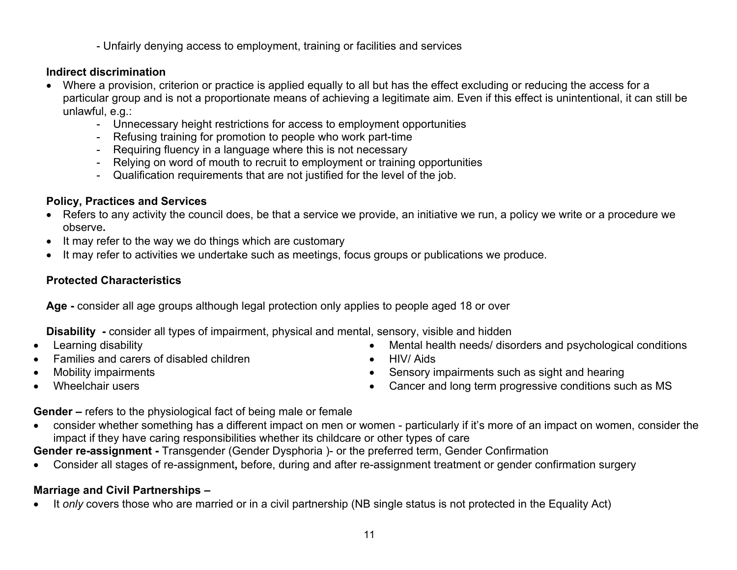- Unfairly denying access to employment, training or facilities and services

**Indirect discrimination**

- Where a provision, criterion or practice is applied equally to all but has the effect excluding or reducing the access for a particular group and is not a proportionate means of achieving a legitimate aim. Even if this effect is unintentional, it can still be unlawful, e.g.:
  - Unnecessary height restrictions for access to employment opportunities
  - Refusing training for promotion to people who work part-time
  - Requiring fluency in a language where this is not necessary
  - Relying on word of mouth to recruit to employment or training opportunities
  - Qualification requirements that are not justified for the level of the job.

**Policy, Practices and Services**

- Refers to any activity the council does, be that a service we provide, an initiative we run, a policy we write or a procedure we observe**.**
- It may refer to the way we do things which are customary
- It may refer to activities we undertake such as meetings, focus groups or publications we produce.

**Protected Characteristics**

**Age -** consider all age groups although legal protection only applies to people aged 18 or over

**Disability -** consider all types of impairment, physical and mental, sensory, visible and hidden

- Learning disability
- Families and carers of disabled children
- Mobility impairments
- Wheelchair users
- Mental health needs/ disorders and psychological conditions
- HIV/ Aids
- Sensory impairments such as sight and hearing
- Cancer and long term progressive conditions such as MS

**Gender –** refers to the physiological fact of being male or female

- consider whether something has a different impact on men or women - particularly if it's more of an impact on women, consider the impact if they have caring responsibilities whether its childcare or other types of care

**Gender re-assignment -** Transgender (Gender Dysphoria )- or the preferred term, Gender Confirmation

- Consider all stages of re-assignment**,** before, during and after re-assignment treatment or gender confirmation surgery

**Marriage and Civil Partnerships –**

- It *only* covers those who are married or in a civil partnership (NB single status is not protected in the Equality Act)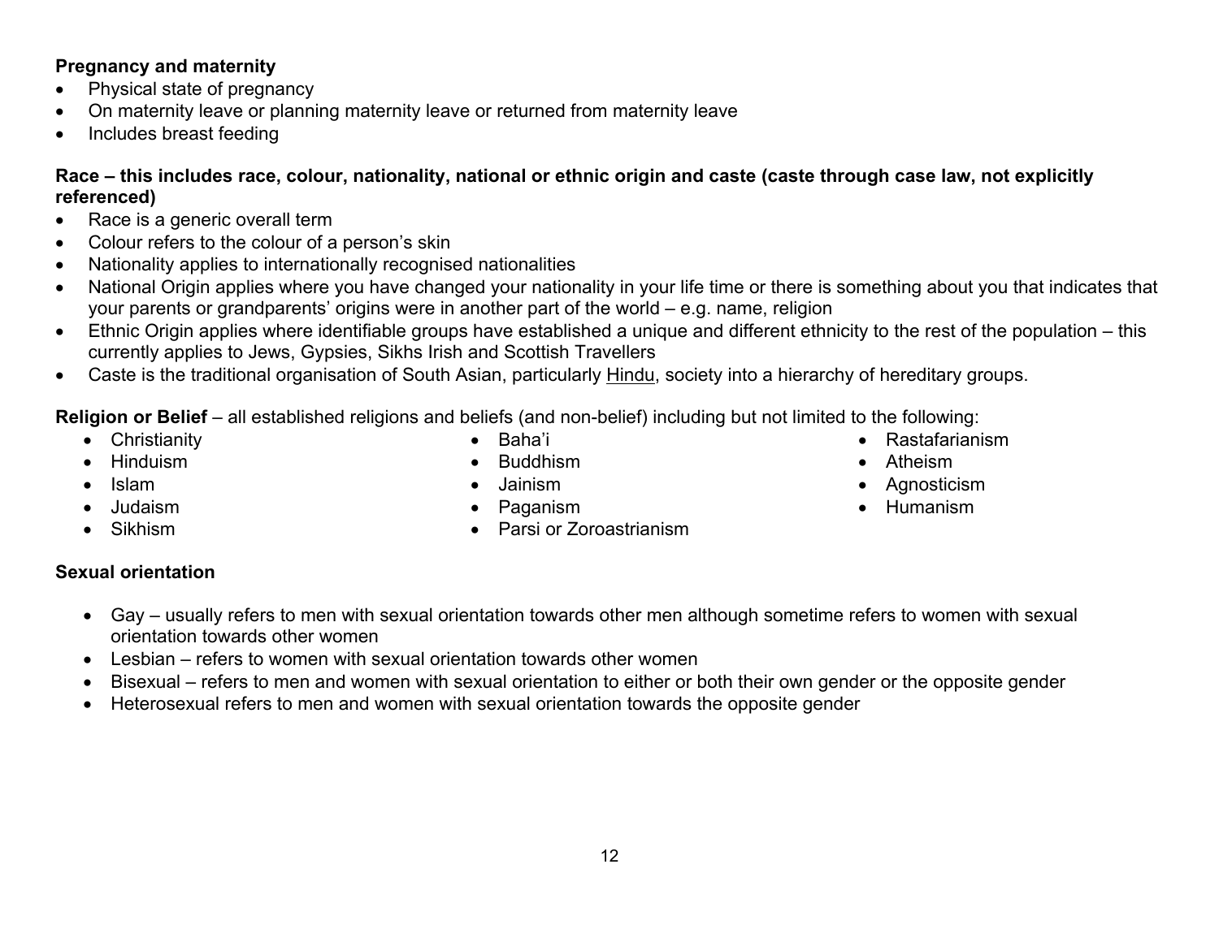**Pregnancy and maternity**

- Physical state of pregnancy
- On maternity leave or planning maternity leave or returned from maternity leave
- Includes breast feeding

**Race – this includes race, colour, nationality, national or ethnic origin and caste (caste through case law, not explicitly referenced)**

- Race is a generic overall term
- Colour refers to the colour of a person's skin
- Nationality applies to internationally recognised nationalities
- National Origin applies where you have changed your nationality in your life time or there is something about you that indicates that your parents or grandparents' origins were in another part of the world – e.g. name, religion
- Ethnic Origin applies where identifiable groups have established a unique and different ethnicity to the rest of the population – this currently applies to Jews, Gypsies, Sikhs Irish and Scottish Travellers
- Caste is the traditional organisation of South Asian, particularly Hindu, society into a hierarchy of hereditary groups.

**Religion or Belief** – all established religions and beliefs (and non-belief) including but not limited to the following:

- Christianity
- Hinduism
- Islam
- Judaism
- Sikhism
- Baha'i
- Buddhism
- Jainism
- Paganism
- Parsi or Zoroastrianism
- Rastafarianism
- Atheism
- Agnosticism
- Humanism

**Sexual orientation**

- Gay – usually refers to men with sexual orientation towards other men although sometime refers to women with sexual orientation towards other women
- Lesbian – refers to women with sexual orientation towards other women
- Bisexual – refers to men and women with sexual orientation to either or both their own gender or the opposite gender
- Heterosexual refers to men and women with sexual orientation towards the opposite gender